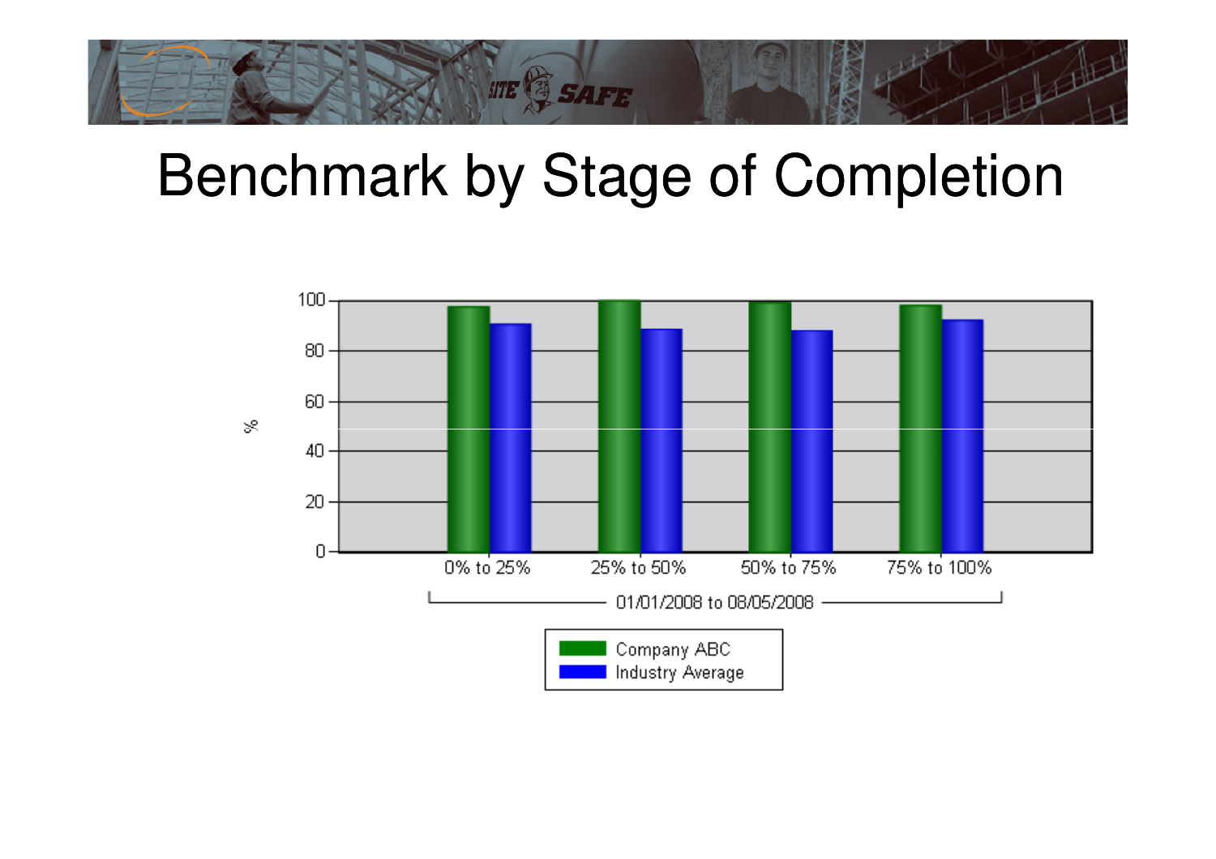# Benchmark by Stage of Completion

%

100
80
60
40
20
0

0% to 25% | 25% to 50% | 50% to 75% | 75% to 100%

01/01/2008 to 08/05/2008

Company ABC
Industry Average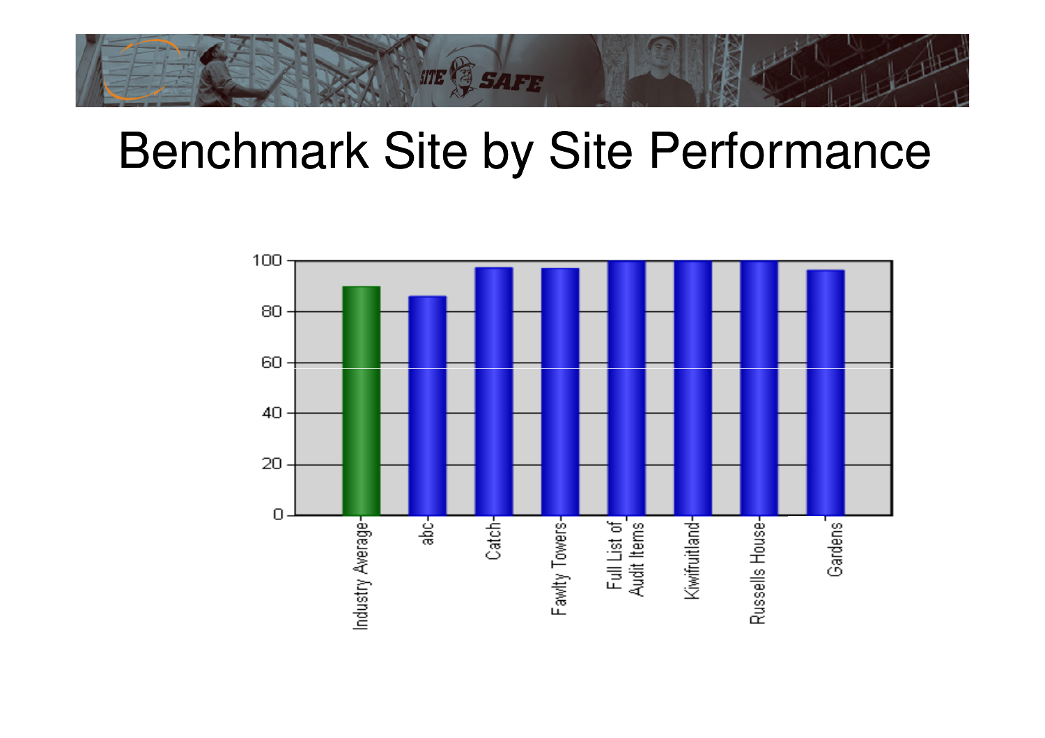# Benchmark Site by Site Performance

| Site | Value |
|---|---|
| Industry Average | 90 |
| abc | 86 |
| Catch | 97 |
| Fawlty Towers | 97 |
| Full List of Audit Items | 100 |
| Kiwifruitland | 100 |
| Russells House | 100 |
| Gardens | 96 |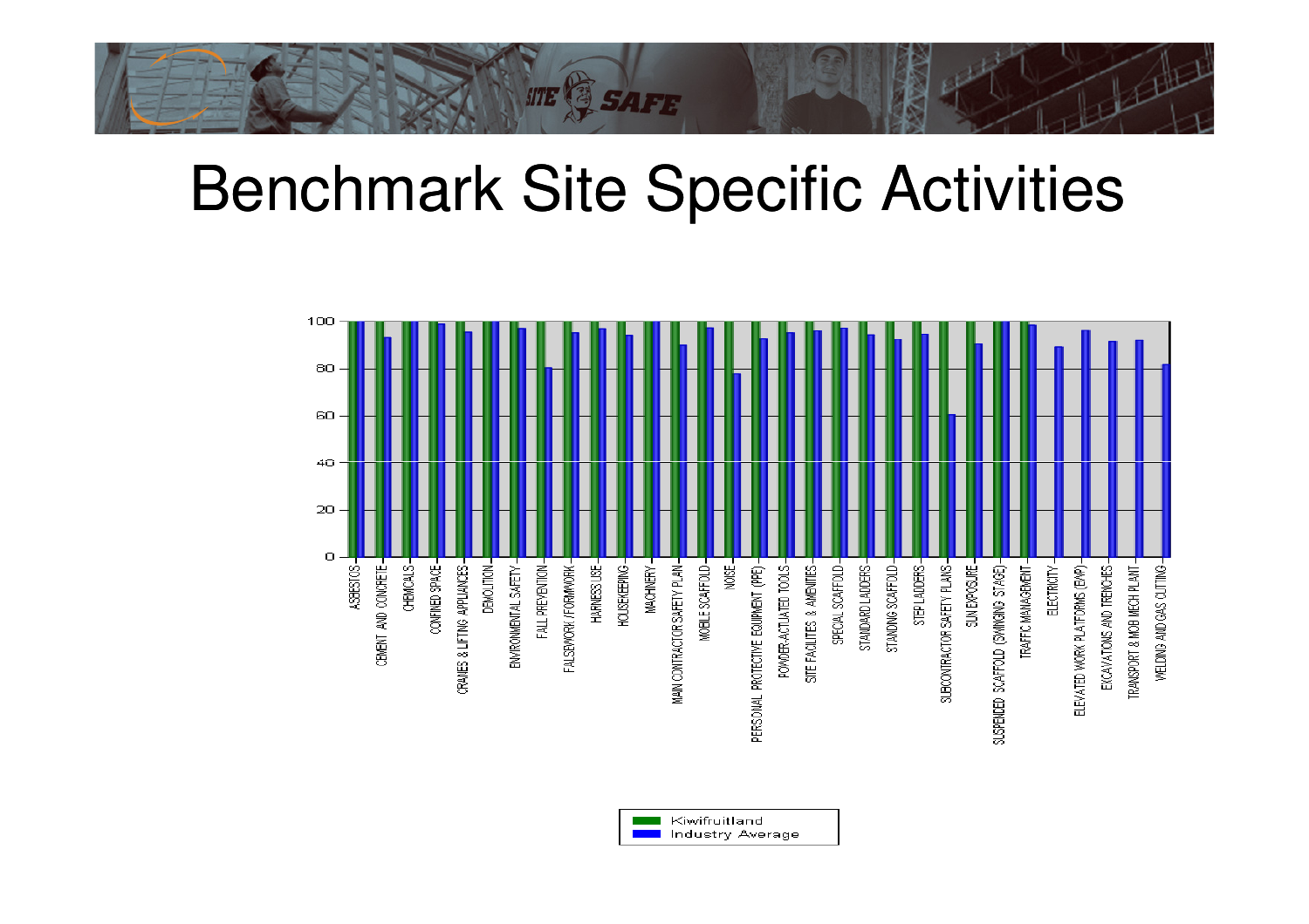# Benchmark Site Specific Activities

| Activity | Kiwifruitland | Industry Average |
|---|---|---|
| ASBESTOS | 100 | 100 |
| CEMENT AND CONCRETE | 100 | 93 |
| CHEMICALS | 100 | 100 |
| CONFINED SPACE | 100 | 99 |
| CRANES & LIFTING APPLIANCES | 100 | 96 |
| DEMOLITION | 100 | 100 |
| ENVIRONMENTAL SAFETY | 100 | 97 |
| FALL PREVENTION | 100 | 80 |
| FALSEWORK / FORMWORK | 100 | 95 |
| HARNESS USE | 100 | 97 |
| HOUSEKEEPING | 100 | 94 |
| MACHINERY | 100 | 100 |
| MAIN CONTRACTOR SAFETY PLAN | 100 | 90 |
| MOBILE SCAFFOLD | 100 | 97 |
| NOISE | 100 | 78 |
| PERSONAL PROTECTIVE EQUIPMENT (PPE) | 100 | 93 |
| POWDER-ACTUATED TOOLS | 100 | 95 |
| SITE FACILITIES & AMENITIES | 100 | 96 |
| SPECIAL SCAFFOLD | 100 | 97 |
| STANDARD LADDERS | 100 | 94 |
| STANDING SCAFFOLD | 100 | 92 |
| STEP LADDERS | 100 | 95 |
| SUBCONTRACTOR SAFETY PLANS | 100 | 61 |
| SUN EXPOSURE | 100 | 91 |
| SUSPENDED SCAFFOLD (SWINGING STAGE) | 100 | 100 |
| TRAFFIC MANAGEMENT | 100 | 99 |
| ELECTRICITY | | 89 |
| ELEVATED WORK PLATFORMS (EWP) | | 96 |
| EXCAVATIONS AND TRENCHES | | 92 |
| TRANSPORT & MOB MECH PLANT | | 92 |
| WELDING AND GAS CUTTING | | 82 |

Legend: Kiwifruitland; Industry Average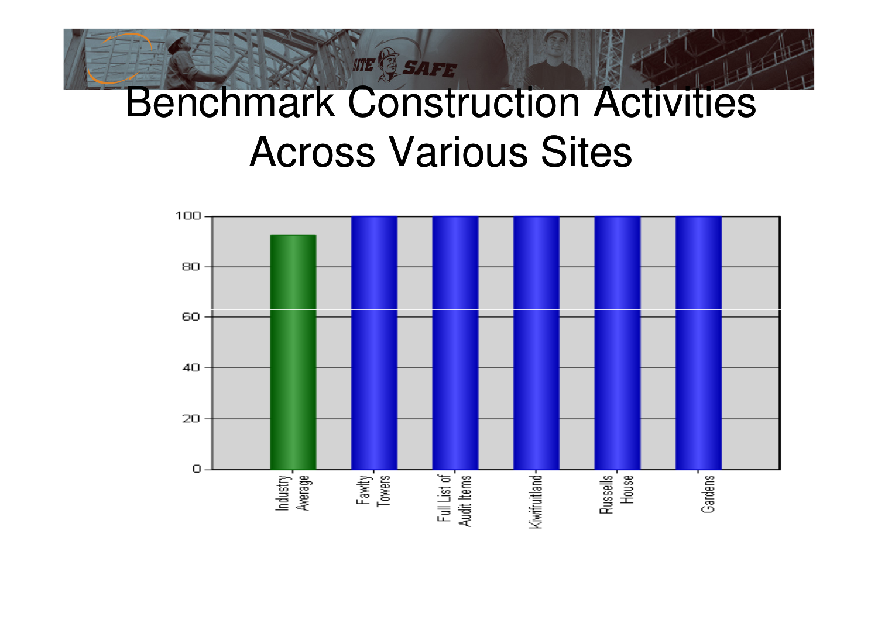# Benchmark Construction Activities Across Various Sites

| | Industry Average | Fawlty Towers | Full List of Audit Items | Kiwifruitland | Russells House | Gardens |
|---|---|---|---|---|---|---|
| Value | ~92 | 100 | 100 | 100 | 100 | 100 |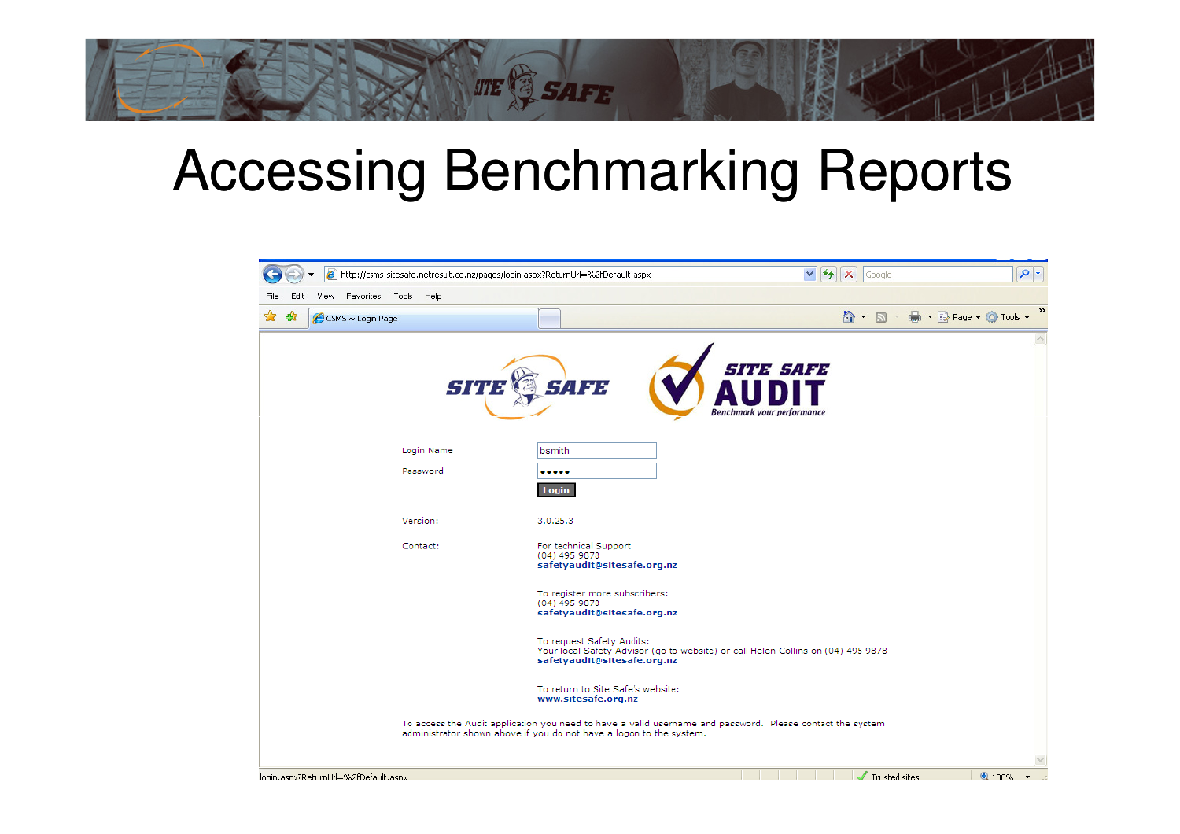# Accessing Benchmarking Reports

http://csms.sitesafe.netresult.co.nz/pages/login.aspx?ReturnUrl=%2fDefault.aspx

CSMS ~ Login Page

SITE SAFE

SITE SAFE AUDIT

*Benchmark your performance*

Login Name: bsmith

Password: •••••

**Login**

Version: 3.0.25.3

Contact:

For technical Support
(04) 495 9878
**safetyaudit@sitesafe.org.nz**

To register more subscribers:
(04) 495 9878
**safetyaudit@sitesafe.org.nz**

To request Safety Audits:
Your local Safety Advisor (go to website) or call Helen Collins on (04) 495 9878
**safetyaudit@sitesafe.org.nz**

To return to Site Safe's website:
**www.sitesafe.org.nz**

To access the Audit application you need to have a valid username and password. Please contact the system administrator shown above if you do not have a logon to the system.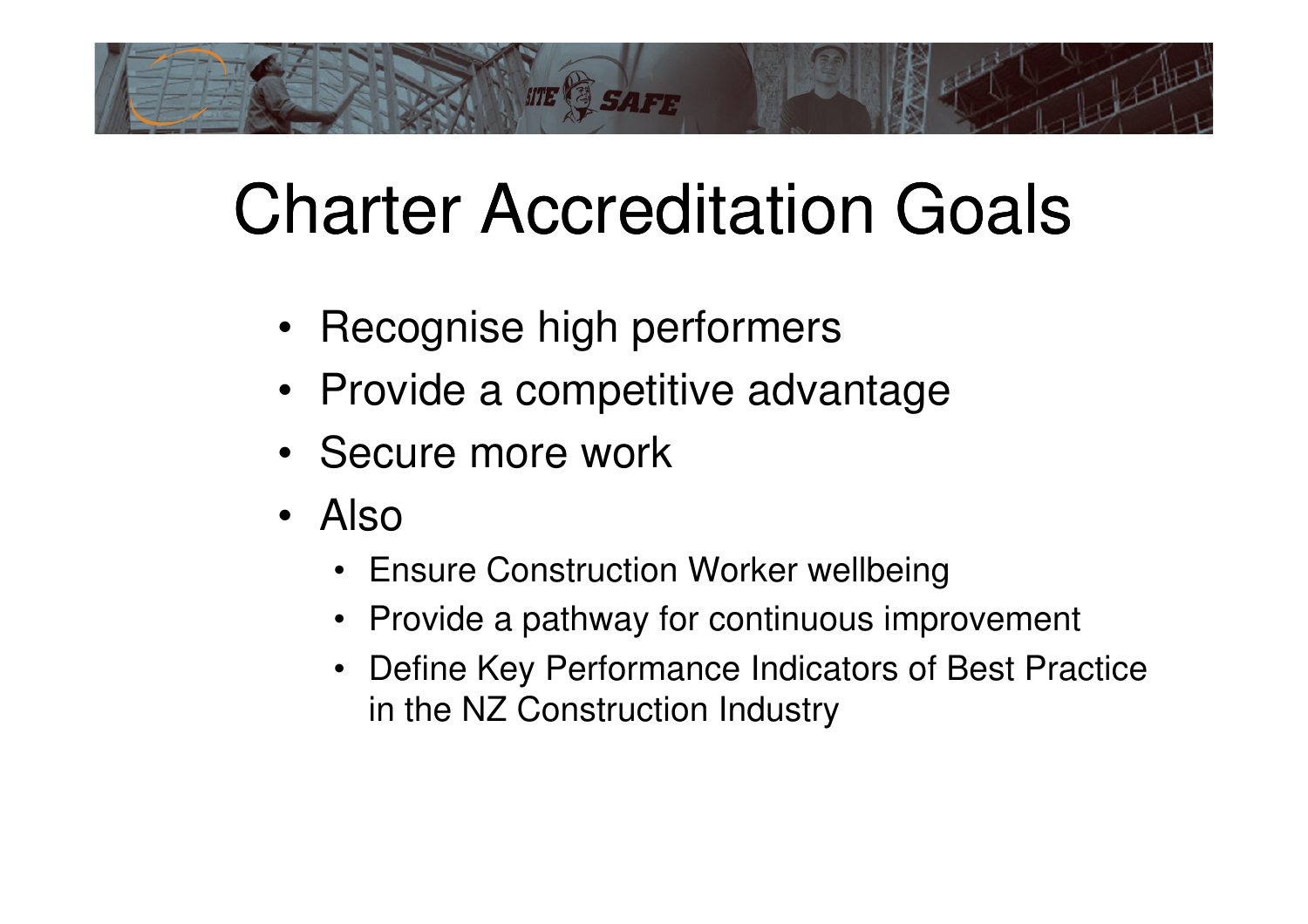# Charter Accreditation Goals

- Recognise high performers
- Provide a competitive advantage
- Secure more work
- Also
  - Ensure Construction Worker wellbeing
  - Provide a pathway for continuous improvement
  - Define Key Performance Indicators of Best Practice in the NZ Construction Industry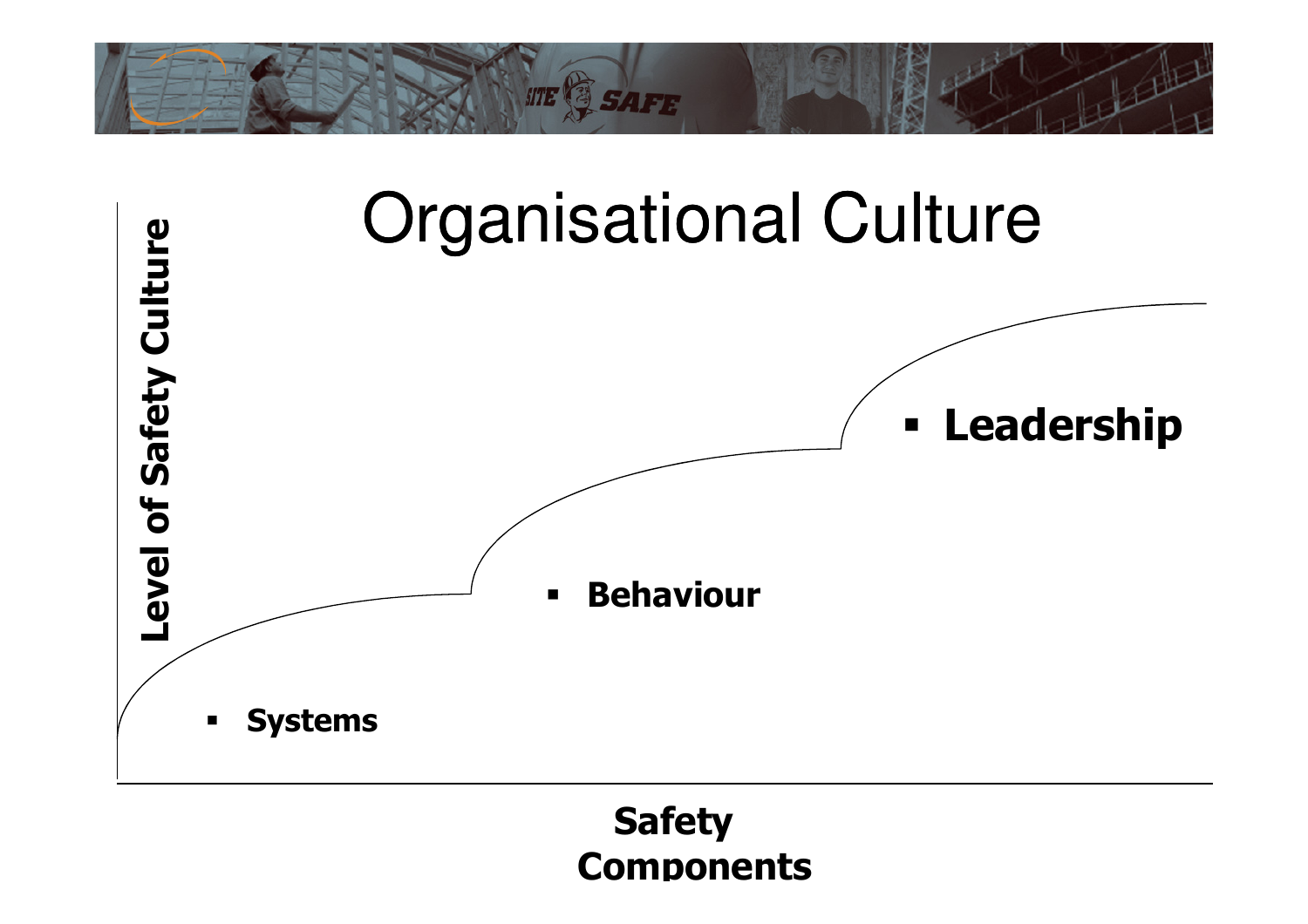# Organisational Culture

**Level of Safety Culture**

- **Systems**
- **Behaviour**
- **Leadership**

**Safety Components**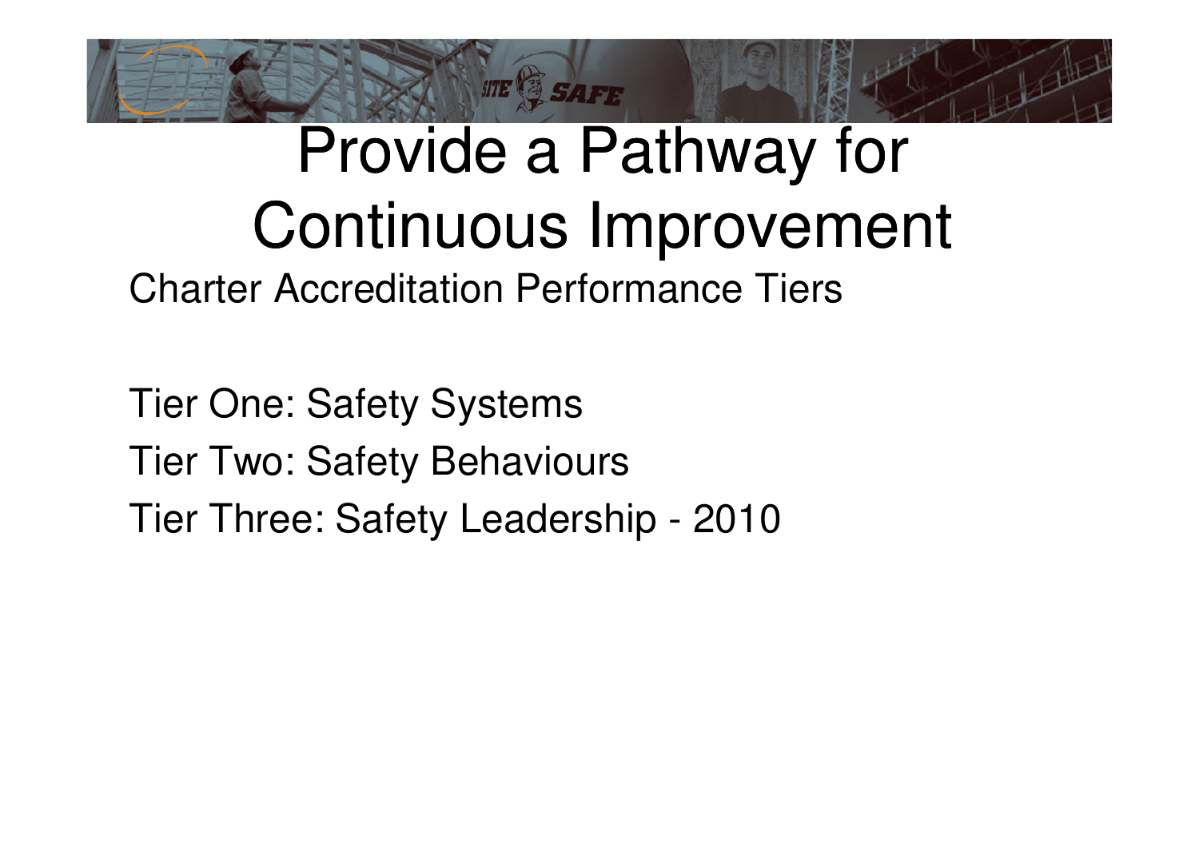# Provide a Pathway for Continuous Improvement

Charter Accreditation Performance Tiers

Tier One: Safety Systems

Tier Two: Safety Behaviours

Tier Three: Safety Leadership - 2010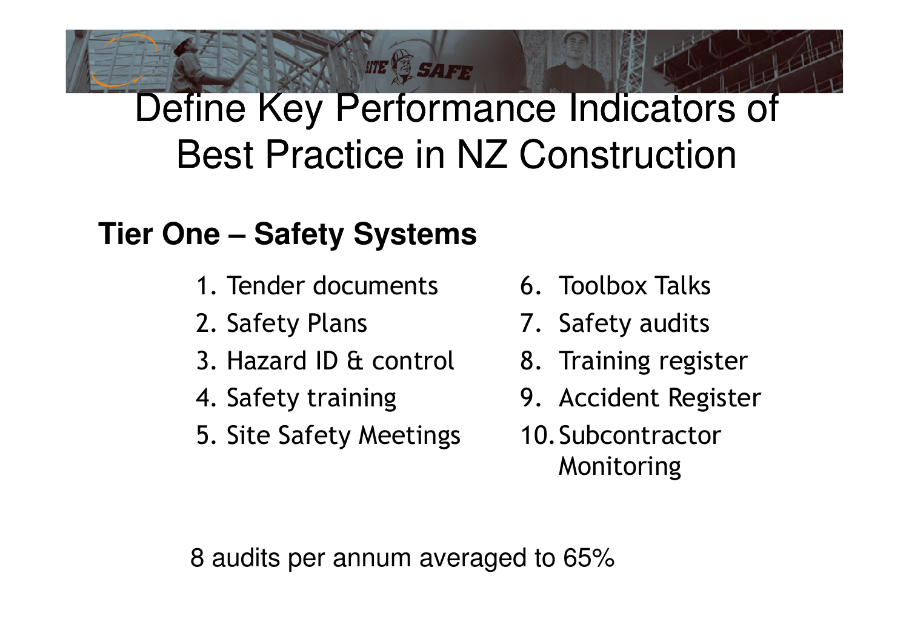# Define Key Performance Indicators of Best Practice in NZ Construction

## Tier One – Safety Systems

1. Tender documents
2. Safety Plans
3. Hazard ID & control
4. Safety training
5. Site Safety Meetings
6. Toolbox Talks
7. Safety audits
8. Training register
9. Accident Register
10. Subcontractor Monitoring

8 audits per annum averaged to 65%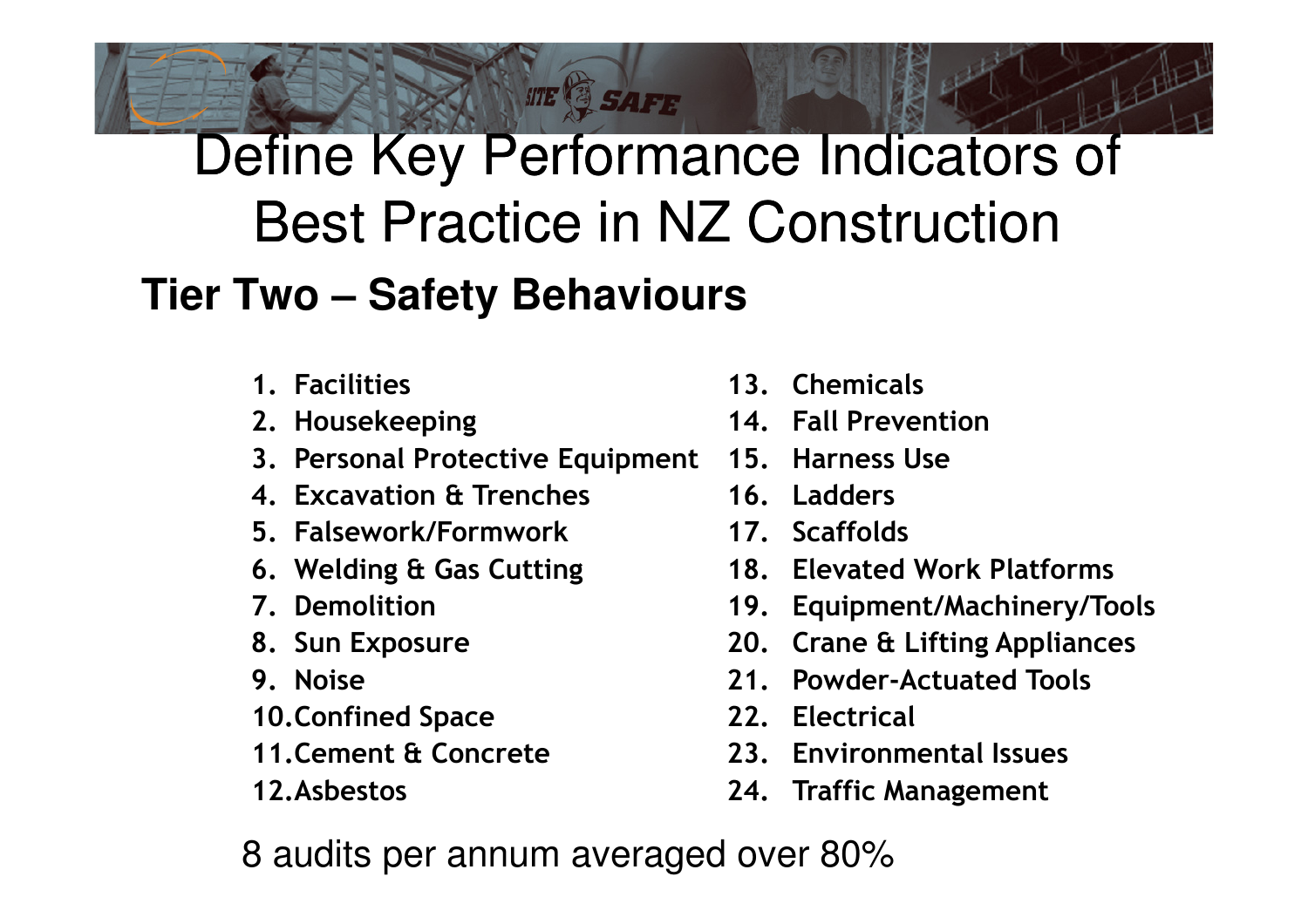# Define Key Performance Indicators of Best Practice in NZ Construction

## Tier Two – Safety Behaviours

1. Facilities
2. Housekeeping
3. Personal Protective Equipment
4. Excavation & Trenches
5. Falsework/Formwork
6. Welding & Gas Cutting
7. Demolition
8. Sun Exposure
9. Noise
10. Confined Space
11. Cement & Concrete
12. Asbestos
13. Chemicals
14. Fall Prevention
15. Harness Use
16. Ladders
17. Scaffolds
18. Elevated Work Platforms
19. Equipment/Machinery/Tools
20. Crane & Lifting Appliances
21. Powder-Actuated Tools
22. Electrical
23. Environmental Issues
24. Traffic Management

8 audits per annum averaged over 80%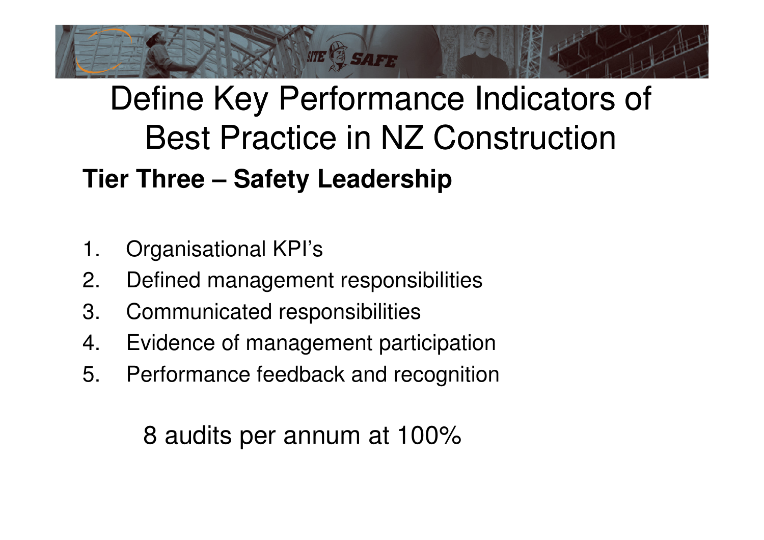# Define Key Performance Indicators of Best Practice in NZ Construction

## Tier Three – Safety Leadership

1. Organisational KPI's
2. Defined management responsibilities
3. Communicated responsibilities
4. Evidence of management participation
5. Performance feedback and recognition

8 audits per annum at 100%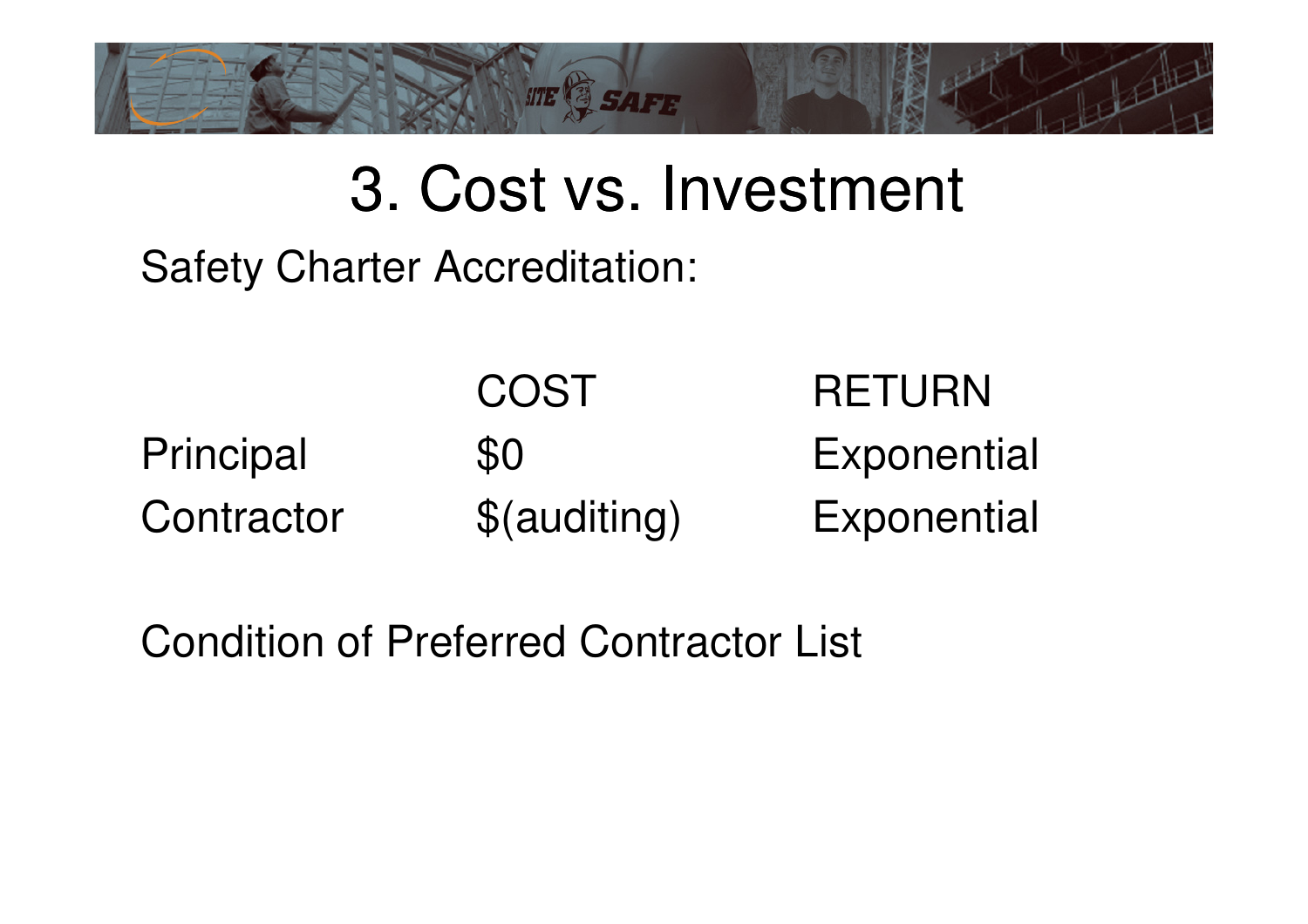# 3. Cost vs. Investment

Safety Charter Accreditation:

| | COST | RETURN |
|---|---|---|
| Principal | $0 | Exponential |
| Contractor | $(auditing) | Exponential |

Condition of Preferred Contractor List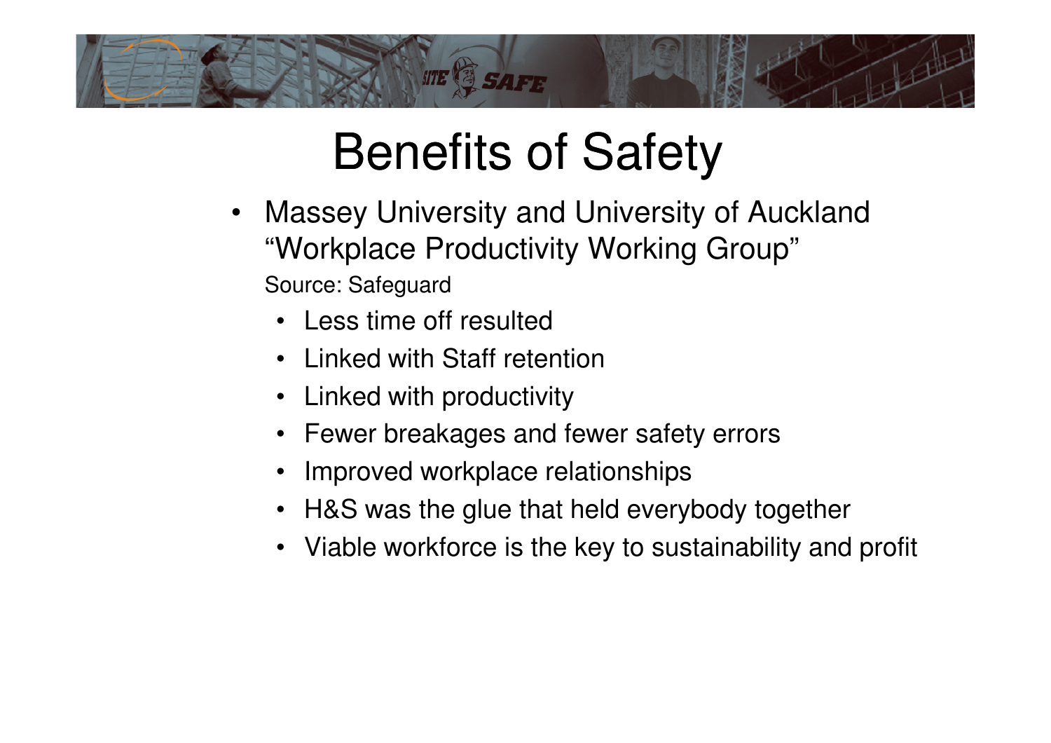# Benefits of Safety

- Massey University and University of Auckland "Workplace Productivity Working Group"
  Source: Safeguard
  - Less time off resulted
  - Linked with Staff retention
  - Linked with productivity
  - Fewer breakages and fewer safety errors
  - Improved workplace relationships
  - H&S was the glue that held everybody together
  - Viable workforce is the key to sustainability and profit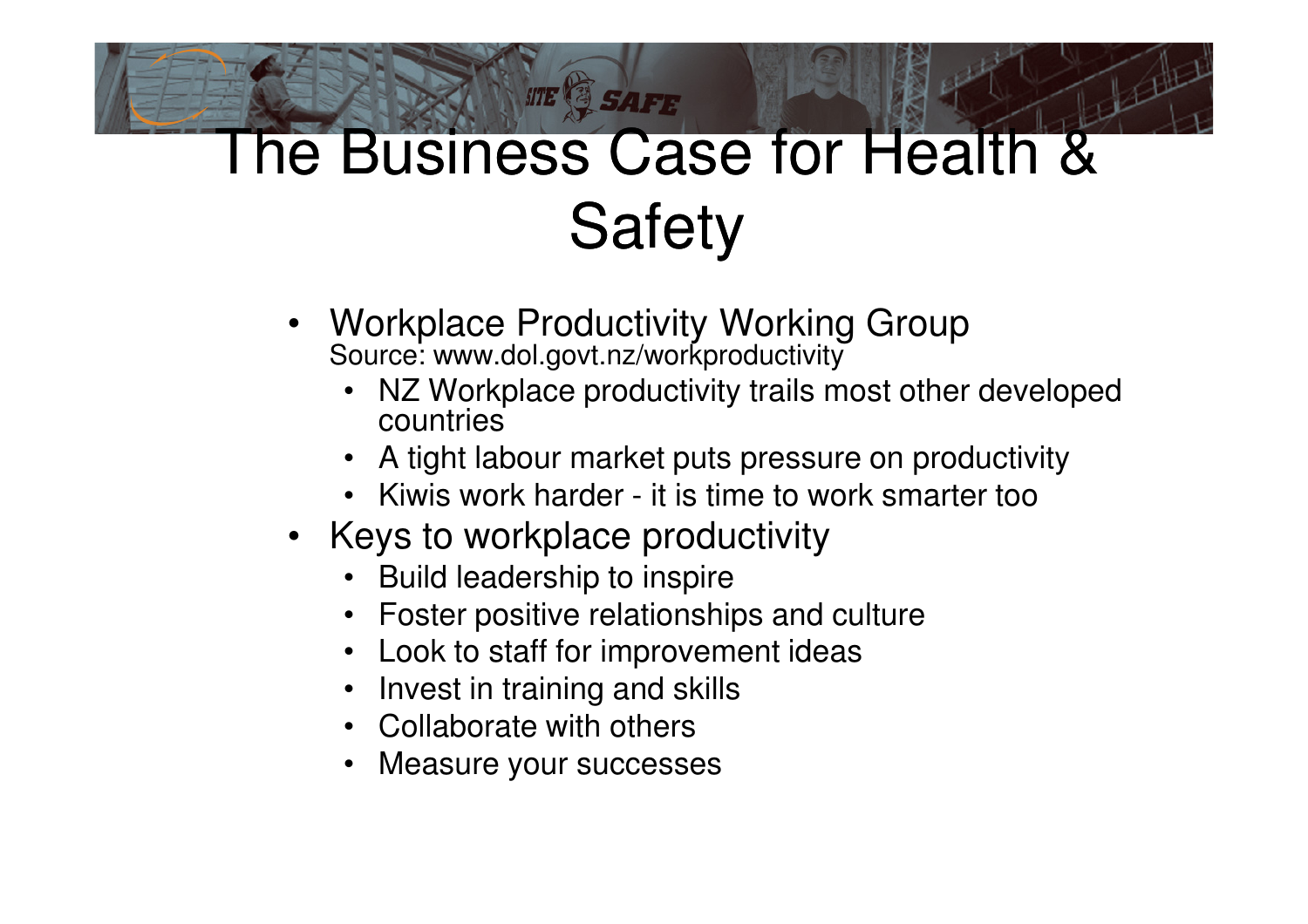# The Business Case for Health & Safety

- Workplace Productivity Working Group
  Source: www.dol.govt.nz/workproductivity
  - NZ Workplace productivity trails most other developed countries
  - A tight labour market puts pressure on productivity
  - Kiwis work harder - it is time to work smarter too
- Keys to workplace productivity
  - Build leadership to inspire
  - Foster positive relationships and culture
  - Look to staff for improvement ideas
  - Invest in training and skills
  - Collaborate with others
  - Measure your successes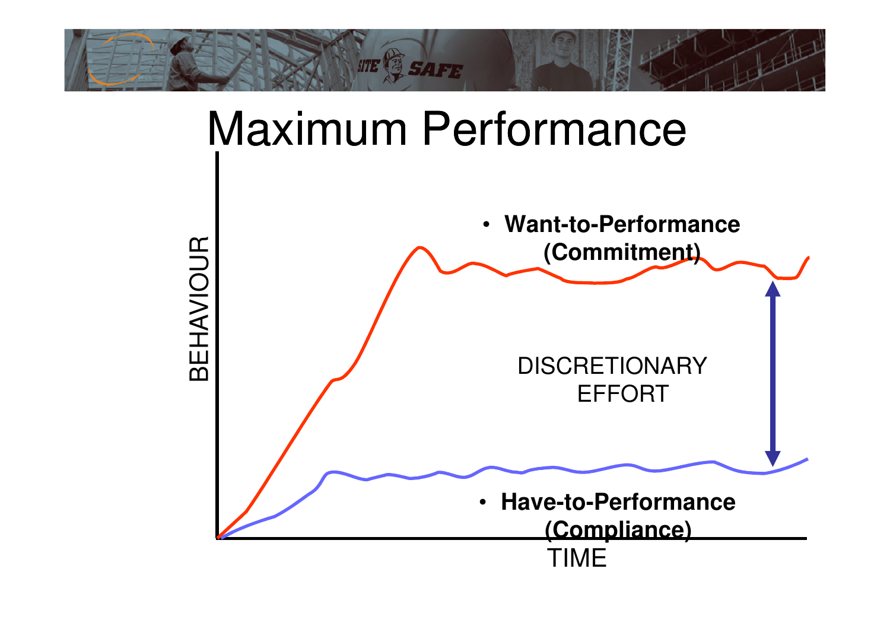# Maximum Performance

BEHAVIOUR

- **Want-to-Performance (Commitment)**

DISCRETIONARY EFFORT

- **Have-to-Performance (Compliance)**

TIME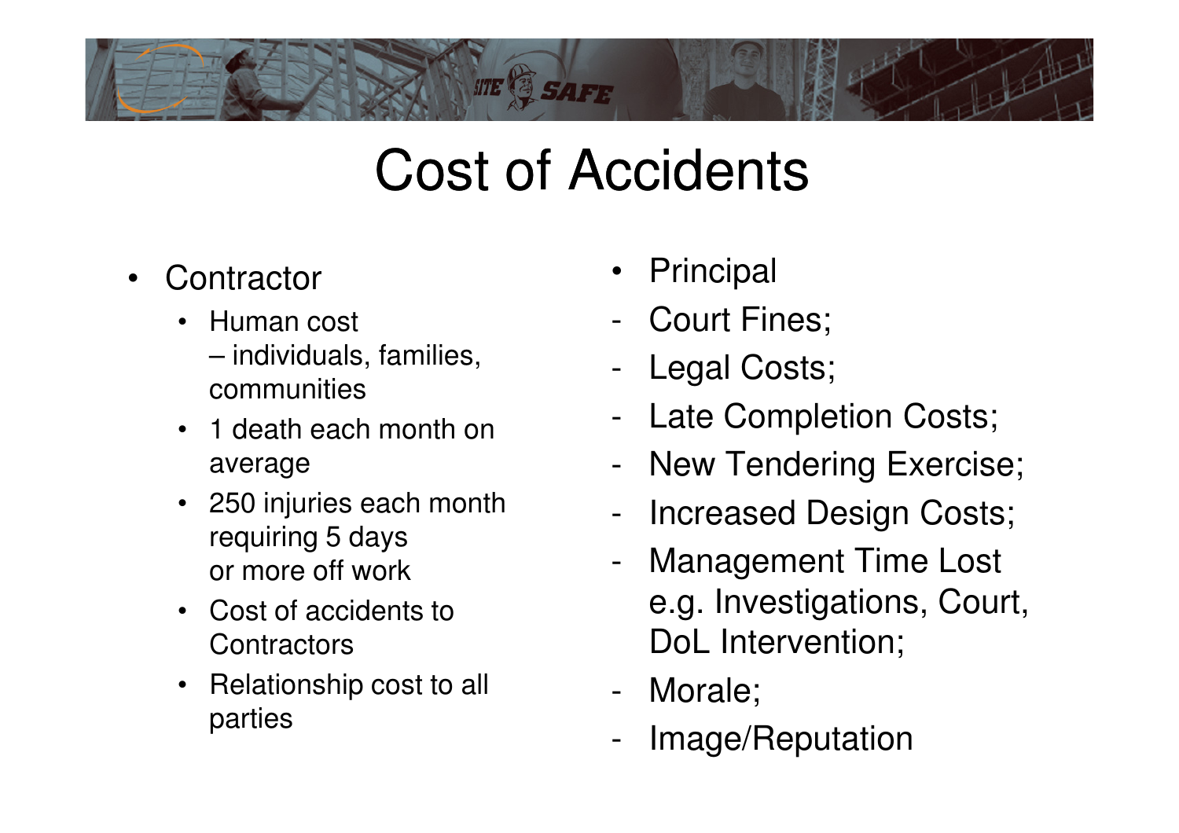# Cost of Accidents

- Contractor
  - Human cost – individuals, families, communities
  - 1 death each month on average
  - 250 injuries each month requiring 5 days or more off work
  - Cost of accidents to Contractors
  - Relationship cost to all parties

- Principal
  - Court Fines;
  - Legal Costs;
  - Late Completion Costs;
  - New Tendering Exercise;
  - Increased Design Costs;
  - Management Time Lost e.g. Investigations, Court, DoL Intervention;
  - Morale;
  - Image/Reputation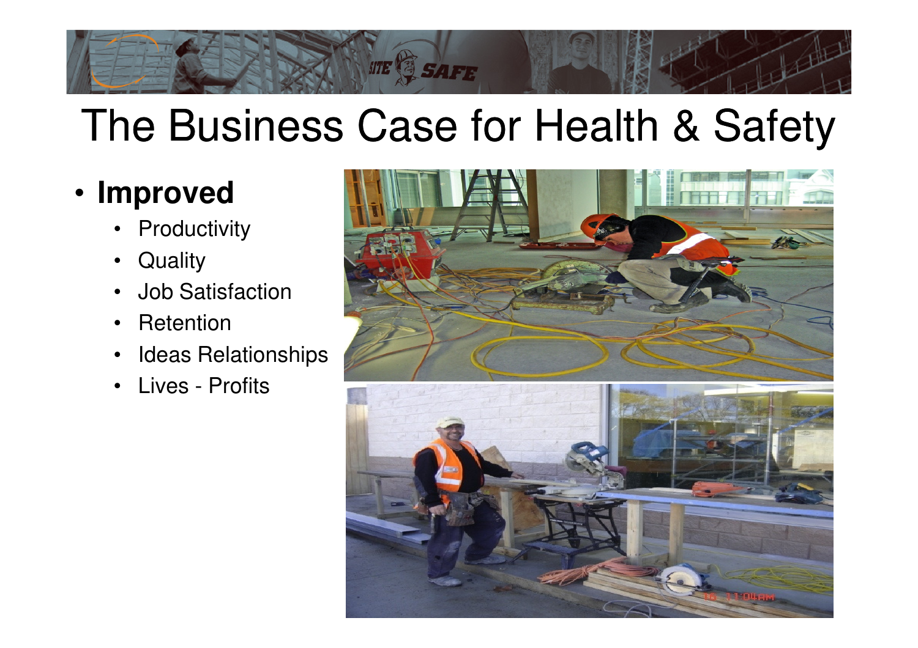# The Business Case for Health & Safety

- **Improved**
  - Productivity
  - Quality
  - Job Satisfaction
  - Retention
  - Ideas Relationships
  - Lives - Profits